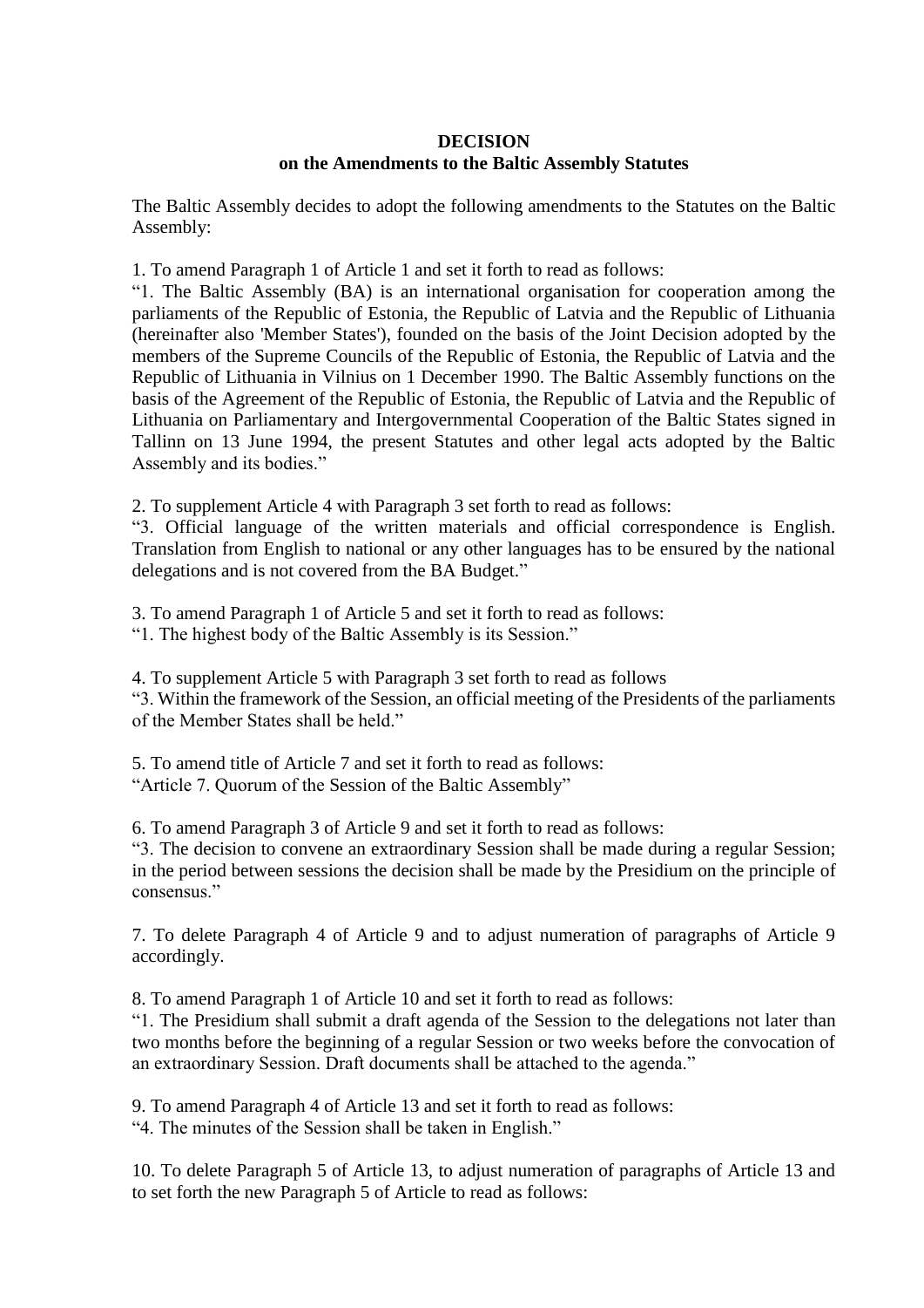**DECISION**
**on the Amendments to the Baltic Assembly Statutes**

The Baltic Assembly decides to adopt the following amendments to the Statutes on the Baltic Assembly:

1. To amend Paragraph 1 of Article 1 and set it forth to read as follows:
"1. The Baltic Assembly (BA) is an international organisation for cooperation among the parliaments of the Republic of Estonia, the Republic of Latvia and the Republic of Lithuania (hereinafter also 'Member States'), founded on the basis of the Joint Decision adopted by the members of the Supreme Councils of the Republic of Estonia, the Republic of Latvia and the Republic of Lithuania in Vilnius on 1 December 1990. The Baltic Assembly functions on the basis of the Agreement of the Republic of Estonia, the Republic of Latvia and the Republic of Lithuania on Parliamentary and Intergovernmental Cooperation of the Baltic States signed in Tallinn on 13 June 1994, the present Statutes and other legal acts adopted by the Baltic Assembly and its bodies."

2. To supplement Article 4 with Paragraph 3 set forth to read as follows:
"3. Official language of the written materials and official correspondence is English. Translation from English to national or any other languages has to be ensured by the national delegations and is not covered from the BA Budget."

3. To amend Paragraph 1 of Article 5 and set it forth to read as follows:
"1. The highest body of the Baltic Assembly is its Session."

4. To supplement Article 5 with Paragraph 3 set forth to read as follows
"3. Within the framework of the Session, an official meeting of the Presidents of the parliaments of the Member States shall be held."

5. To amend title of Article 7 and set it forth to read as follows:
"Article 7. Quorum of the Session of the Baltic Assembly"

6. To amend Paragraph 3 of Article 9 and set it forth to read as follows:
"3. The decision to convene an extraordinary Session shall be made during a regular Session; in the period between sessions the decision shall be made by the Presidium on the principle of consensus."

7. To delete Paragraph 4 of Article 9 and to adjust numeration of paragraphs of Article 9 accordingly.

8. To amend Paragraph 1 of Article 10 and set it forth to read as follows:
"1. The Presidium shall submit a draft agenda of the Session to the delegations not later than two months before the beginning of a regular Session or two weeks before the convocation of an extraordinary Session. Draft documents shall be attached to the agenda."

9. To amend Paragraph 4 of Article 13 and set it forth to read as follows:
"4. The minutes of the Session shall be taken in English."

10. To delete Paragraph 5 of Article 13, to adjust numeration of paragraphs of Article 13 and to set forth the new Paragraph 5 of Article to read as follows: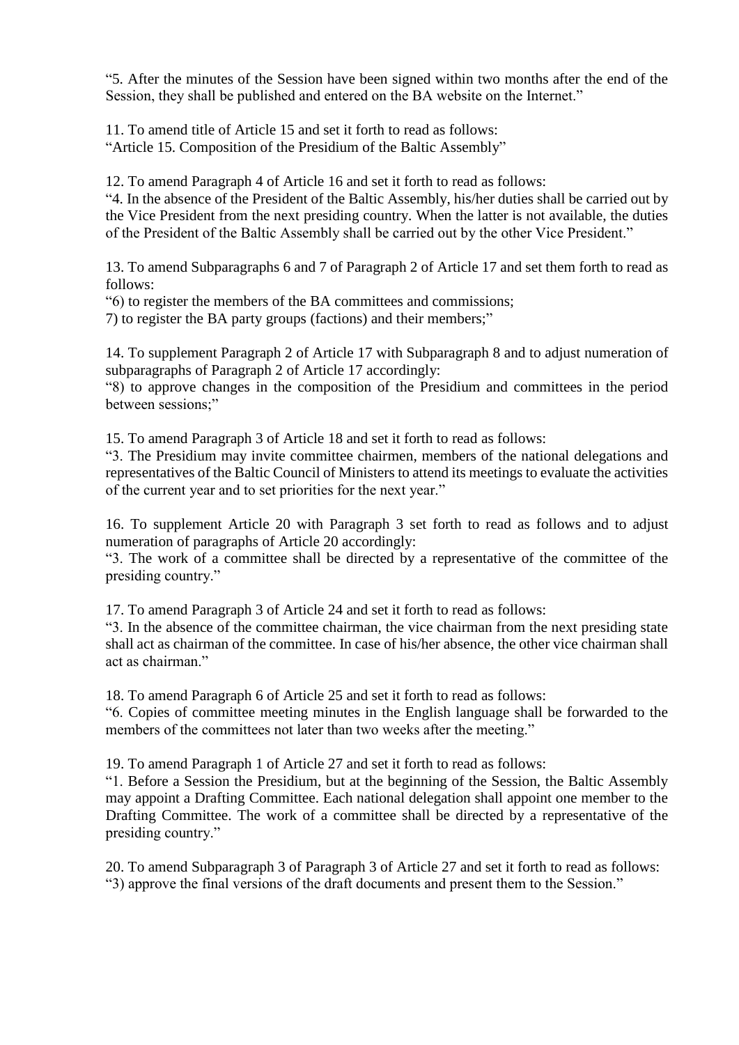“5. After the minutes of the Session have been signed within two months after the end of the Session, they shall be published and entered on the BA website on the Internet.”

11. To amend title of Article 15 and set it forth to read as follows:
“Article 15. Composition of the Presidium of the Baltic Assembly”

12. To amend Paragraph 4 of Article 16 and set it forth to read as follows:
“4. In the absence of the President of the Baltic Assembly, his/her duties shall be carried out by the Vice President from the next presiding country. When the latter is not available, the duties of the President of the Baltic Assembly shall be carried out by the other Vice President.”

13. To amend Subparagraphs 6 and 7 of Paragraph 2 of Article 17 and set them forth to read as follows:
“6) to register the members of the BA committees and commissions;
7) to register the BA party groups (factions) and their members;”

14. To supplement Paragraph 2 of Article 17 with Subparagraph 8 and to adjust numeration of subparagraphs of Paragraph 2 of Article 17 accordingly:
“8) to approve changes in the composition of the Presidium and committees in the period between sessions;”

15. To amend Paragraph 3 of Article 18 and set it forth to read as follows:
“3. The Presidium may invite committee chairmen, members of the national delegations and representatives of the Baltic Council of Ministers to attend its meetings to evaluate the activities of the current year and to set priorities for the next year.”

16. To supplement Article 20 with Paragraph 3 set forth to read as follows and to adjust numeration of paragraphs of Article 20 accordingly:
“3. The work of a committee shall be directed by a representative of the committee of the presiding country.”

17. To amend Paragraph 3 of Article 24 and set it forth to read as follows:
“3. In the absence of the committee chairman, the vice chairman from the next presiding state shall act as chairman of the committee. In case of his/her absence, the other vice chairman shall act as chairman.”

18. To amend Paragraph 6 of Article 25 and set it forth to read as follows:
“6. Copies of committee meeting minutes in the English language shall be forwarded to the members of the committees not later than two weeks after the meeting.”

19. To amend Paragraph 1 of Article 27 and set it forth to read as follows:
“1. Before a Session the Presidium, but at the beginning of the Session, the Baltic Assembly may appoint a Drafting Committee. Each national delegation shall appoint one member to the Drafting Committee. The work of a committee shall be directed by a representative of the presiding country.”

20. To amend Subparagraph 3 of Paragraph 3 of Article 27 and set it forth to read as follows:
“3) approve the final versions of the draft documents and present them to the Session.”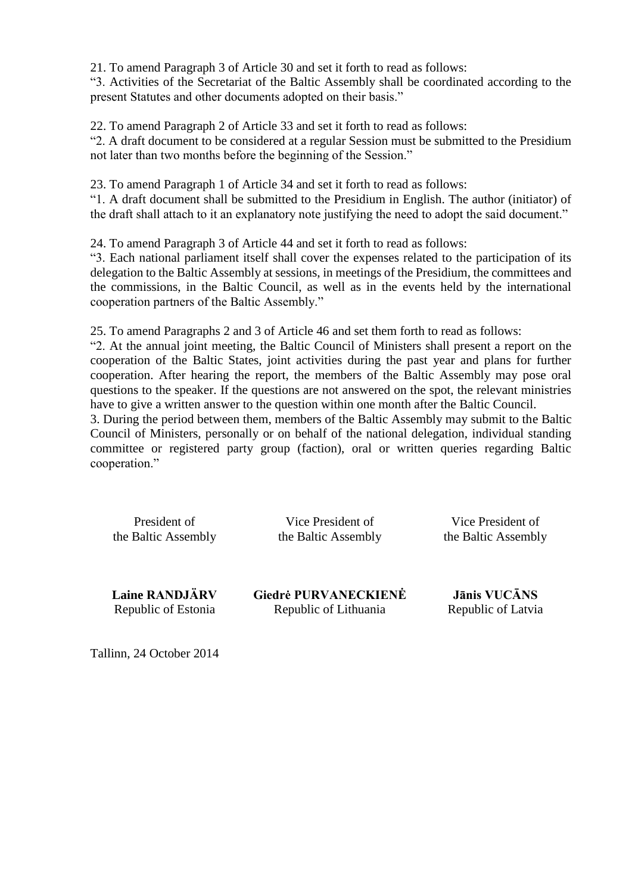21. To amend Paragraph 3 of Article 30 and set it forth to read as follows:
"3. Activities of the Secretariat of the Baltic Assembly shall be coordinated according to the present Statutes and other documents adopted on their basis."

22. To amend Paragraph 2 of Article 33 and set it forth to read as follows:
"2. A draft document to be considered at a regular Session must be submitted to the Presidium not later than two months before the beginning of the Session."

23. To amend Paragraph 1 of Article 34 and set it forth to read as follows:
"1. A draft document shall be submitted to the Presidium in English. The author (initiator) of the draft shall attach to it an explanatory note justifying the need to adopt the said document."

24. To amend Paragraph 3 of Article 44 and set it forth to read as follows:
"3. Each national parliament itself shall cover the expenses related to the participation of its delegation to the Baltic Assembly at sessions, in meetings of the Presidium, the committees and the commissions, in the Baltic Council, as well as in the events held by the international cooperation partners of the Baltic Assembly."

25. To amend Paragraphs 2 and 3 of Article 46 and set them forth to read as follows:
"2. At the annual joint meeting, the Baltic Council of Ministers shall present a report on the cooperation of the Baltic States, joint activities during the past year and plans for further cooperation. After hearing the report, the members of the Baltic Assembly may pose oral questions to the speaker. If the questions are not answered on the spot, the relevant ministries have to give a written answer to the question within one month after the Baltic Council.
3. During the period between them, members of the Baltic Assembly may submit to the Baltic Council of Ministers, personally or on behalf of the national delegation, individual standing committee or registered party group (faction), oral or written queries regarding Baltic cooperation."

| | | |
|---|---|---|
| President of the Baltic Assembly | Vice President of the Baltic Assembly | Vice President of the Baltic Assembly |
| **Laine RANDJÄRV** Republic of Estonia | **Giedrė PURVANECKIENĖ** Republic of Lithuania | **Jānis VUCĀNS** Republic of Latvia |

Tallinn, 24 October 2014